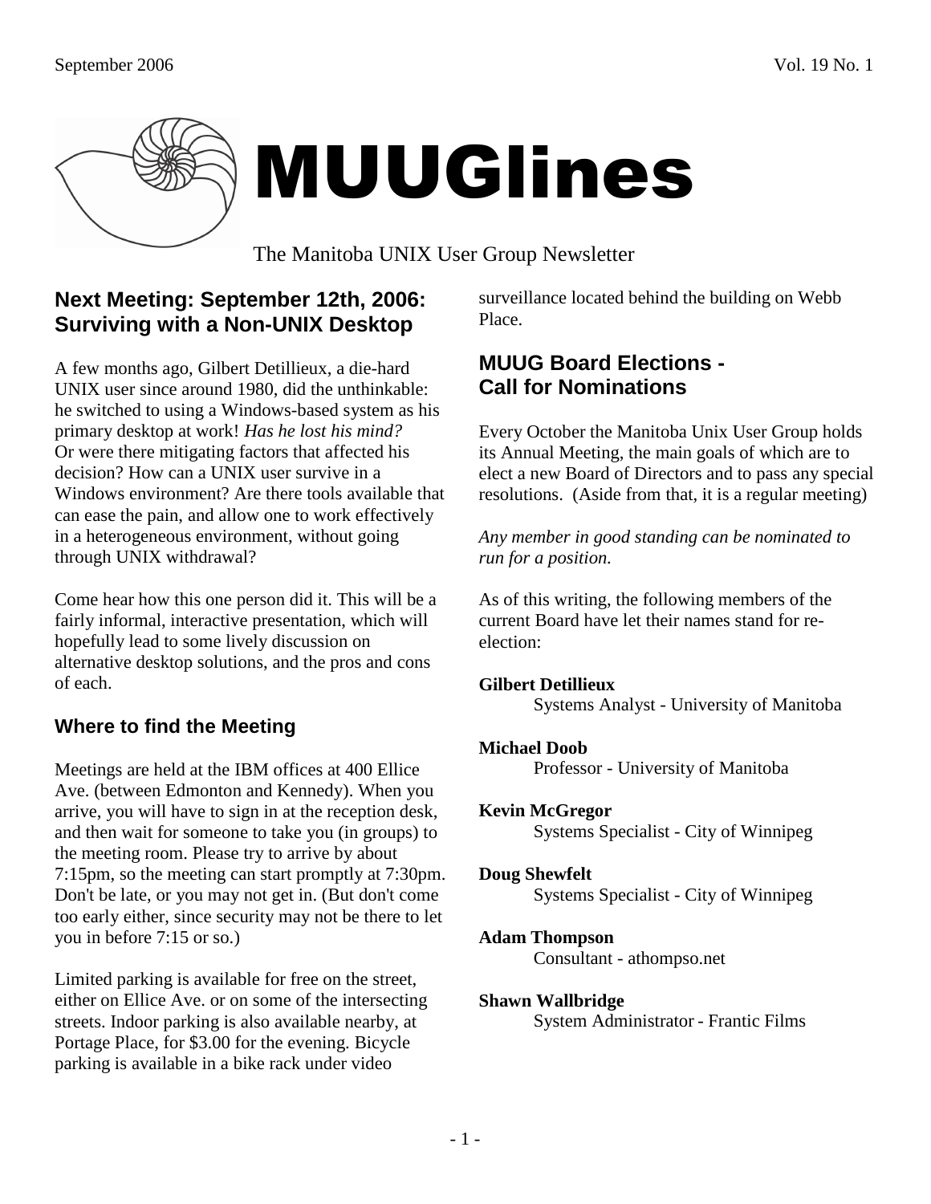# MUUGlines

The Manitoba UNIX User Group Newsletter

## Next Meeting: September 12th, 2006: Surviving with a Non-UNIX Desktop

A few months ago, Gilbert Detillieux, a die-hard UNIX user since around 1980, did the unthinkable: he switched to using a Windows-based system as his primary desktop at work! *Has he lost his mind?* Or were there mitigating factors that affected his decision? How can a UNIX user survive in a Windows environment? Are there tools available that can ease the pain, and allow one to work effectively in a heterogeneous environment, without going through UNIX withdrawal?

Come hear how this one person did it. This will be a fairly informal, interactive presentation, which will hopefully lead to some lively discussion on alternative desktop solutions, and the pros and cons of each.

### Where to find the Meeting

Meetings are held at the IBM offices at 400 Ellice Ave. (between Edmonton and Kennedy). When you arrive, you will have to sign in at the reception desk, and then wait for someone to take you (in groups) to the meeting room. Please try to arrive by about 7:15pm, so the meeting can start promptly at 7:30pm. Don't be late, or you may not get in. (But don't come too early either, since security may not be there to let you in before 7:15 or so.)

Limited parking is available for free on the street, either on Ellice Ave. or on some of the intersecting streets. Indoor parking is also available nearby, at Portage Place, for $3.00 for the evening. Bicycle parking is available in a bike rack under video surveillance located behind the building on Webb Place.

## MUUG Board Elections - Call for Nominations

Every October the Manitoba Unix User Group holds its Annual Meeting, the main goals of which are to elect a new Board of Directors and to pass any special resolutions. (Aside from that, it is a regular meeting)

*Any member in good standing can be nominated to run for a position.*

As of this writing, the following members of the current Board have let their names stand for re-election:

**Gilbert Detillieux**
Systems Analyst - University of Manitoba

**Michael Doob**
Professor - University of Manitoba

**Kevin McGregor**
Systems Specialist - City of Winnipeg

**Doug Shewfelt**
Systems Specialist - City of Winnipeg

**Adam Thompson**
Consultant - athompso.net

**Shawn Wallbridge**
System Administrator - Frantic Films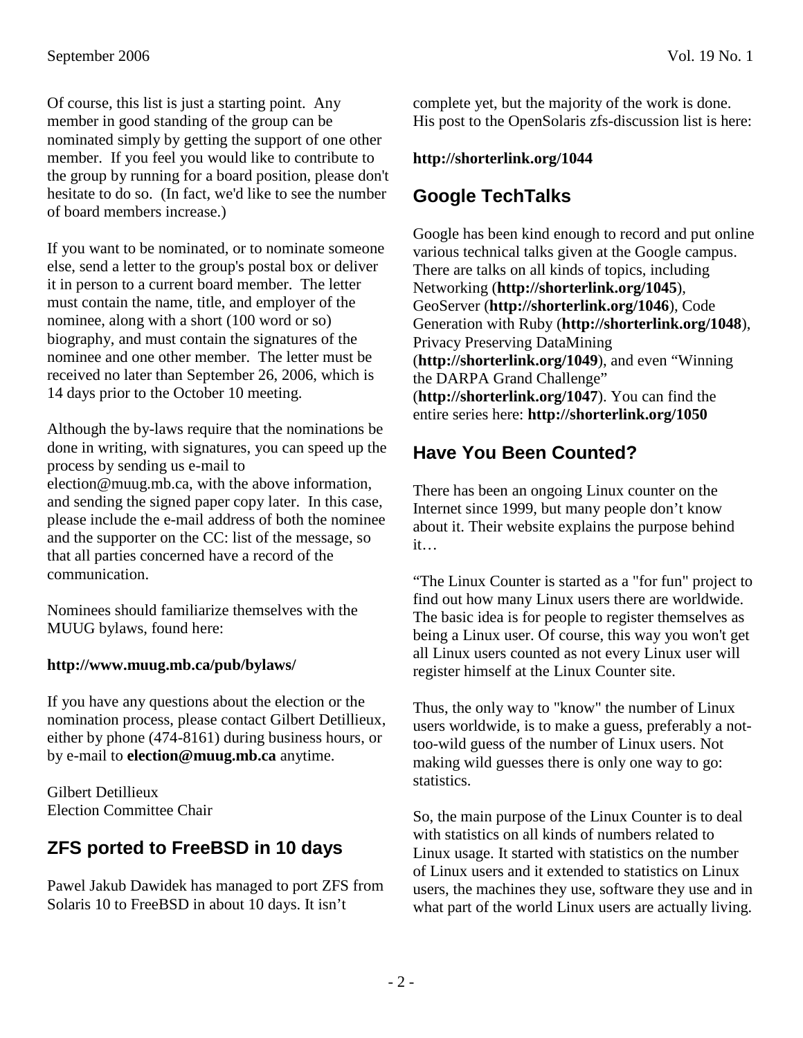Of course, this list is just a starting point. Any member in good standing of the group can be nominated simply by getting the support of one other member. If you feel you would like to contribute to the group by running for a board position, please don't hesitate to do so. (In fact, we'd like to see the number of board members increase.)

If you want to be nominated, or to nominate someone else, send a letter to the group's postal box or deliver it in person to a current board member. The letter must contain the name, title, and employer of the nominee, along with a short (100 word or so) biography, and must contain the signatures of the nominee and one other member. The letter must be received no later than September 26, 2006, which is 14 days prior to the October 10 meeting.

Although the by-laws require that the nominations be done in writing, with signatures, you can speed up the process by sending us e-mail to election@muug.mb.ca, with the above information, and sending the signed paper copy later. In this case, please include the e-mail address of both the nominee and the supporter on the CC: list of the message, so that all parties concerned have a record of the communication.

Nominees should familiarize themselves with the MUUG bylaws, found here:

**http://www.muug.mb.ca/pub/bylaws/**

If you have any questions about the election or the nomination process, please contact Gilbert Detillieux, either by phone (474-8161) during business hours, or by e-mail to **election@muug.mb.ca** anytime.

Gilbert Detillieux
Election Committee Chair

## ZFS ported to FreeBSD in 10 days

Pawel Jakub Dawidek has managed to port ZFS from Solaris 10 to FreeBSD in about 10 days. It isn't complete yet, but the majority of the work is done. His post to the OpenSolaris zfs-discussion list is here:

**http://shorterlink.org/1044**

## Google TechTalks

Google has been kind enough to record and put online various technical talks given at the Google campus. There are talks on all kinds of topics, including Networking (**http://shorterlink.org/1045**), GeoServer (**http://shorterlink.org/1046**), Code Generation with Ruby (**http://shorterlink.org/1048**), Privacy Preserving DataMining (**http://shorterlink.org/1049**), and even "Winning the DARPA Grand Challenge" (**http://shorterlink.org/1047**). You can find the entire series here: **http://shorterlink.org/1050**

## Have You Been Counted?

There has been an ongoing Linux counter on the Internet since 1999, but many people don't know about it. Their website explains the purpose behind it…

"The Linux Counter is started as a "for fun" project to find out how many Linux users there are worldwide. The basic idea is for people to register themselves as being a Linux user. Of course, this way you won't get all Linux users counted as not every Linux user will register himself at the Linux Counter site.

Thus, the only way to "know" the number of Linux users worldwide, is to make a guess, preferably a not-too-wild guess of the number of Linux users. Not making wild guesses there is only one way to go: statistics.

So, the main purpose of the Linux Counter is to deal with statistics on all kinds of numbers related to Linux usage. It started with statistics on the number of Linux users and it extended to statistics on Linux users, the machines they use, software they use and in what part of the world Linux users are actually living.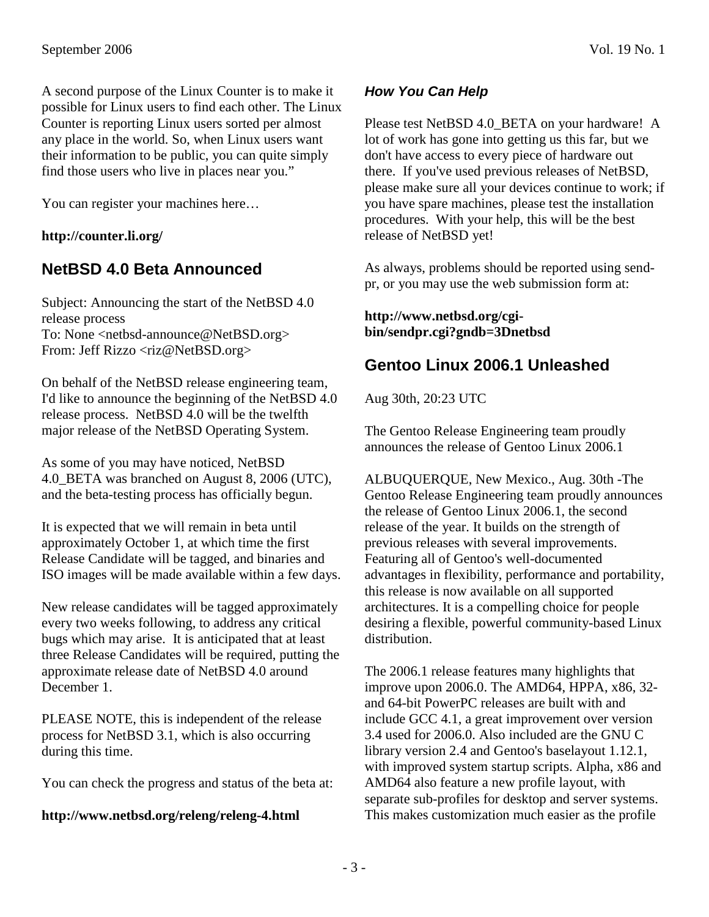A second purpose of the Linux Counter is to make it possible for Linux users to find each other. The Linux Counter is reporting Linux users sorted per almost any place in the world. So, when Linux users want their information to be public, you can quite simply find those users who live in places near you."

You can register your machines here…

**http://counter.li.org/**

## NetBSD 4.0 Beta Announced

Subject: Announcing the start of the NetBSD 4.0 release process
To: None <netbsd-announce@NetBSD.org>
From: Jeff Rizzo <riz@NetBSD.org>

On behalf of the NetBSD release engineering team, I'd like to announce the beginning of the NetBSD 4.0 release process. NetBSD 4.0 will be the twelfth major release of the NetBSD Operating System.

As some of you may have noticed, NetBSD 4.0_BETA was branched on August 8, 2006 (UTC), and the beta-testing process has officially begun.

It is expected that we will remain in beta until approximately October 1, at which time the first Release Candidate will be tagged, and binaries and ISO images will be made available within a few days.

New release candidates will be tagged approximately every two weeks following, to address any critical bugs which may arise. It is anticipated that at least three Release Candidates will be required, putting the approximate release date of NetBSD 4.0 around December 1.

PLEASE NOTE, this is independent of the release process for NetBSD 3.1, which is also occurring during this time.

You can check the progress and status of the beta at:

**http://www.netbsd.org/releng/releng-4.html**

### *How You Can Help*

Please test NetBSD 4.0_BETA on your hardware! A lot of work has gone into getting us this far, but we don't have access to every piece of hardware out there. If you've used previous releases of NetBSD, please make sure all your devices continue to work; if you have spare machines, please test the installation procedures. With your help, this will be the best release of NetBSD yet!

As always, problems should be reported using send-pr, or you may use the web submission form at:

**http://www.netbsd.org/cgi-bin/sendpr.cgi?gndb=3Dnetbsd**

## Gentoo Linux 2006.1 Unleashed

Aug 30th, 20:23 UTC

The Gentoo Release Engineering team proudly announces the release of Gentoo Linux 2006.1

ALBUQUERQUE, New Mexico., Aug. 30th -The Gentoo Release Engineering team proudly announces the release of Gentoo Linux 2006.1, the second release of the year. It builds on the strength of previous releases with several improvements. Featuring all of Gentoo's well-documented advantages in flexibility, performance and portability, this release is now available on all supported architectures. It is a compelling choice for people desiring a flexible, powerful community-based Linux distribution.

The 2006.1 release features many highlights that improve upon 2006.0. The AMD64, HPPA, x86, 32- and 64-bit PowerPC releases are built with and include GCC 4.1, a great improvement over version 3.4 used for 2006.0. Also included are the GNU C library version 2.4 and Gentoo's baselayout 1.12.1, with improved system startup scripts. Alpha, x86 and AMD64 also feature a new profile layout, with separate sub-profiles for desktop and server systems. This makes customization much easier as the profile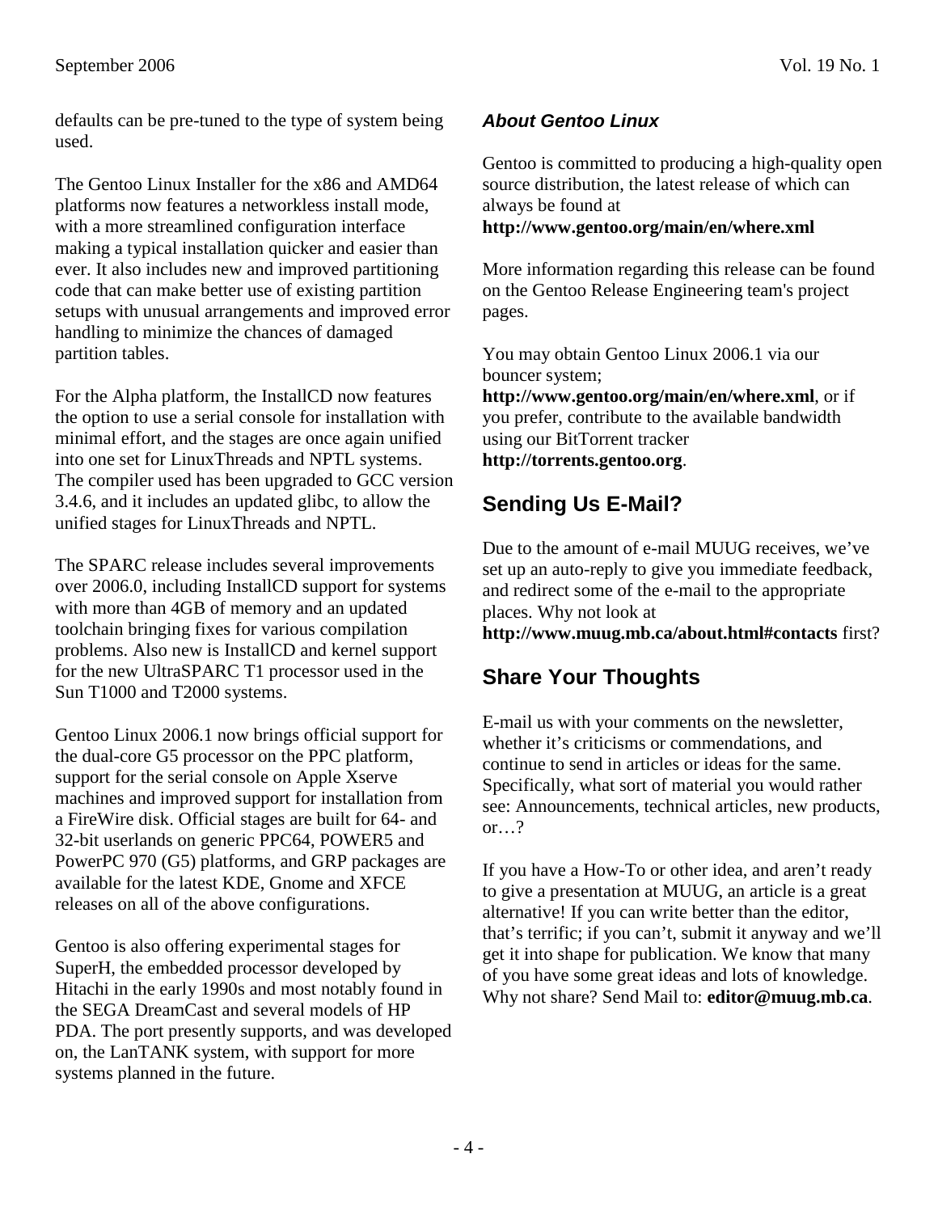defaults can be pre-tuned to the type of system being used.

The Gentoo Linux Installer for the x86 and AMD64 platforms now features a networkless install mode, with a more streamlined configuration interface making a typical installation quicker and easier than ever. It also includes new and improved partitioning code that can make better use of existing partition setups with unusual arrangements and improved error handling to minimize the chances of damaged partition tables.

For the Alpha platform, the InstallCD now features the option to use a serial console for installation with minimal effort, and the stages are once again unified into one set for LinuxThreads and NPTL systems. The compiler used has been upgraded to GCC version 3.4.6, and it includes an updated glibc, to allow the unified stages for LinuxThreads and NPTL.

The SPARC release includes several improvements over 2006.0, including InstallCD support for systems with more than 4GB of memory and an updated toolchain bringing fixes for various compilation problems. Also new is InstallCD and kernel support for the new UltraSPARC T1 processor used in the Sun T1000 and T2000 systems.

Gentoo Linux 2006.1 now brings official support for the dual-core G5 processor on the PPC platform, support for the serial console on Apple Xserve machines and improved support for installation from a FireWire disk. Official stages are built for 64- and 32-bit userlands on generic PPC64, POWER5 and PowerPC 970 (G5) platforms, and GRP packages are available for the latest KDE, Gnome and XFCE releases on all of the above configurations.

Gentoo is also offering experimental stages for SuperH, the embedded processor developed by Hitachi in the early 1990s and most notably found in the SEGA DreamCast and several models of HP PDA. The port presently supports, and was developed on, the LanTANK system, with support for more systems planned in the future.

### *About Gentoo Linux*

Gentoo is committed to producing a high-quality open source distribution, the latest release of which can always be found at **http://www.gentoo.org/main/en/where.xml**

More information regarding this release can be found on the Gentoo Release Engineering team's project pages.

You may obtain Gentoo Linux 2006.1 via our bouncer system; **http://www.gentoo.org/main/en/where.xml**, or if you prefer, contribute to the available bandwidth using our BitTorrent tracker **http://torrents.gentoo.org**.

## Sending Us E-Mail?

Due to the amount of e-mail MUUG receives, we've set up an auto-reply to give you immediate feedback, and redirect some of the e-mail to the appropriate places. Why not look at **http://www.muug.mb.ca/about.html#contacts** first?

## Share Your Thoughts

E-mail us with your comments on the newsletter, whether it's criticisms or commendations, and continue to send in articles or ideas for the same. Specifically, what sort of material you would rather see: Announcements, technical articles, new products, or…?

If you have a How-To or other idea, and aren't ready to give a presentation at MUUG, an article is a great alternative! If you can write better than the editor, that's terrific; if you can't, submit it anyway and we'll get it into shape for publication. We know that many of you have some great ideas and lots of knowledge. Why not share? Send Mail to: **editor@muug.mb.ca**.